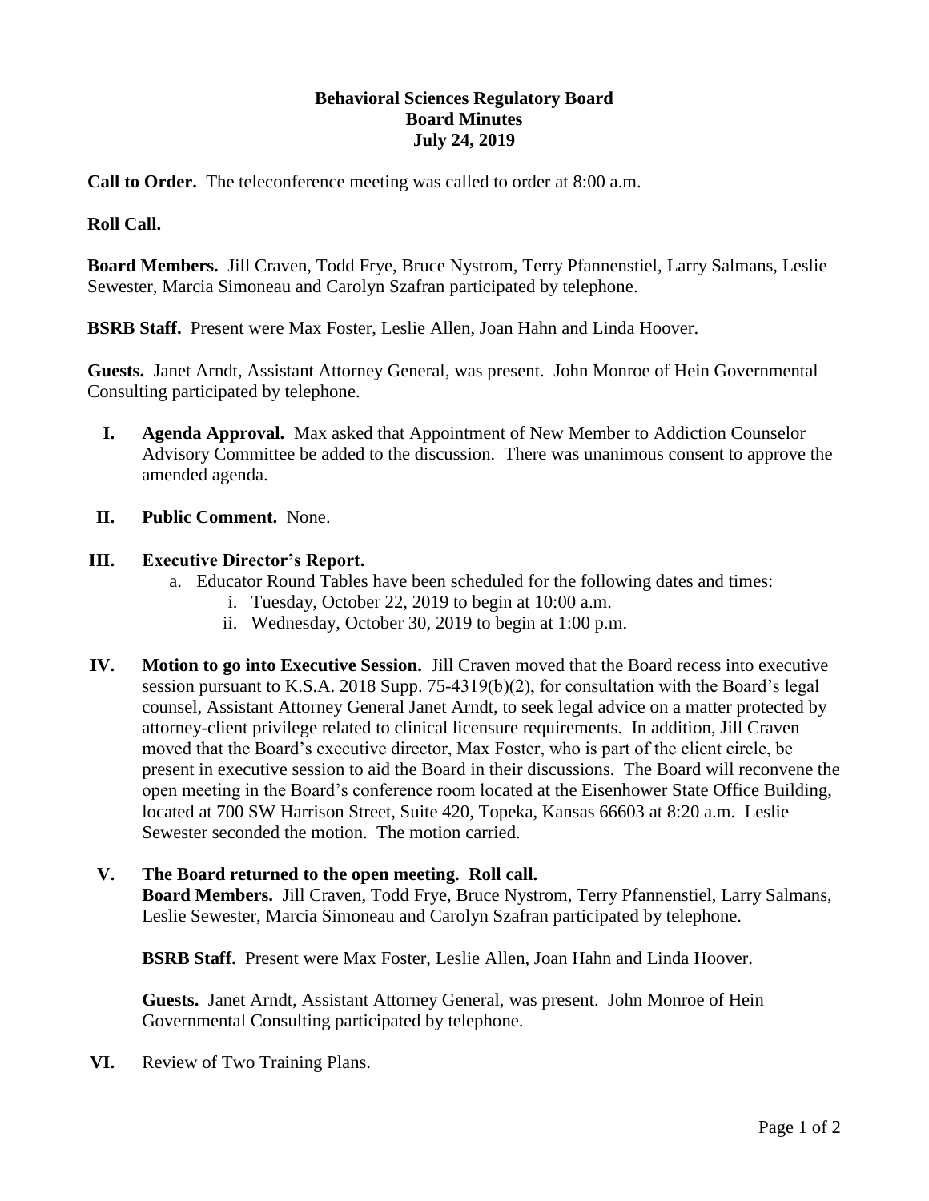**Behavioral Sciences Regulatory Board**
**Board Minutes**
**July 24, 2019**

**Call to Order.** The teleconference meeting was called to order at 8:00 a.m.

**Roll Call.**

**Board Members.** Jill Craven, Todd Frye, Bruce Nystrom, Terry Pfannenstiel, Larry Salmans, Leslie Sewester, Marcia Simoneau and Carolyn Szafran participated by telephone.

**BSRB Staff.** Present were Max Foster, Leslie Allen, Joan Hahn and Linda Hoover.

**Guests.** Janet Arndt, Assistant Attorney General, was present. John Monroe of Hein Governmental Consulting participated by telephone.

I. **Agenda Approval.** Max asked that Appointment of New Member to Addiction Counselor Advisory Committee be added to the discussion. There was unanimous consent to approve the amended agenda.

II. **Public Comment.** None.

III. **Executive Director's Report.**
   a. Educator Round Tables have been scheduled for the following dates and times:
      i. Tuesday, October 22, 2019 to begin at 10:00 a.m.
      ii. Wednesday, October 30, 2019 to begin at 1:00 p.m.

IV. **Motion to go into Executive Session.** Jill Craven moved that the Board recess into executive session pursuant to K.S.A. 2018 Supp. 75-4319(b)(2), for consultation with the Board's legal counsel, Assistant Attorney General Janet Arndt, to seek legal advice on a matter protected by attorney-client privilege related to clinical licensure requirements. In addition, Jill Craven moved that the Board's executive director, Max Foster, who is part of the client circle, be present in executive session to aid the Board in their discussions. The Board will reconvene the open meeting in the Board's conference room located at the Eisenhower State Office Building, located at 700 SW Harrison Street, Suite 420, Topeka, Kansas 66603 at 8:20 a.m. Leslie Sewester seconded the motion. The motion carried.

V. **The Board returned to the open meeting. Roll call.**
   **Board Members.** Jill Craven, Todd Frye, Bruce Nystrom, Terry Pfannenstiel, Larry Salmans, Leslie Sewester, Marcia Simoneau and Carolyn Szafran participated by telephone.

   **BSRB Staff.** Present were Max Foster, Leslie Allen, Joan Hahn and Linda Hoover.

   **Guests.** Janet Arndt, Assistant Attorney General, was present. John Monroe of Hein Governmental Consulting participated by telephone.

VI. Review of Two Training Plans.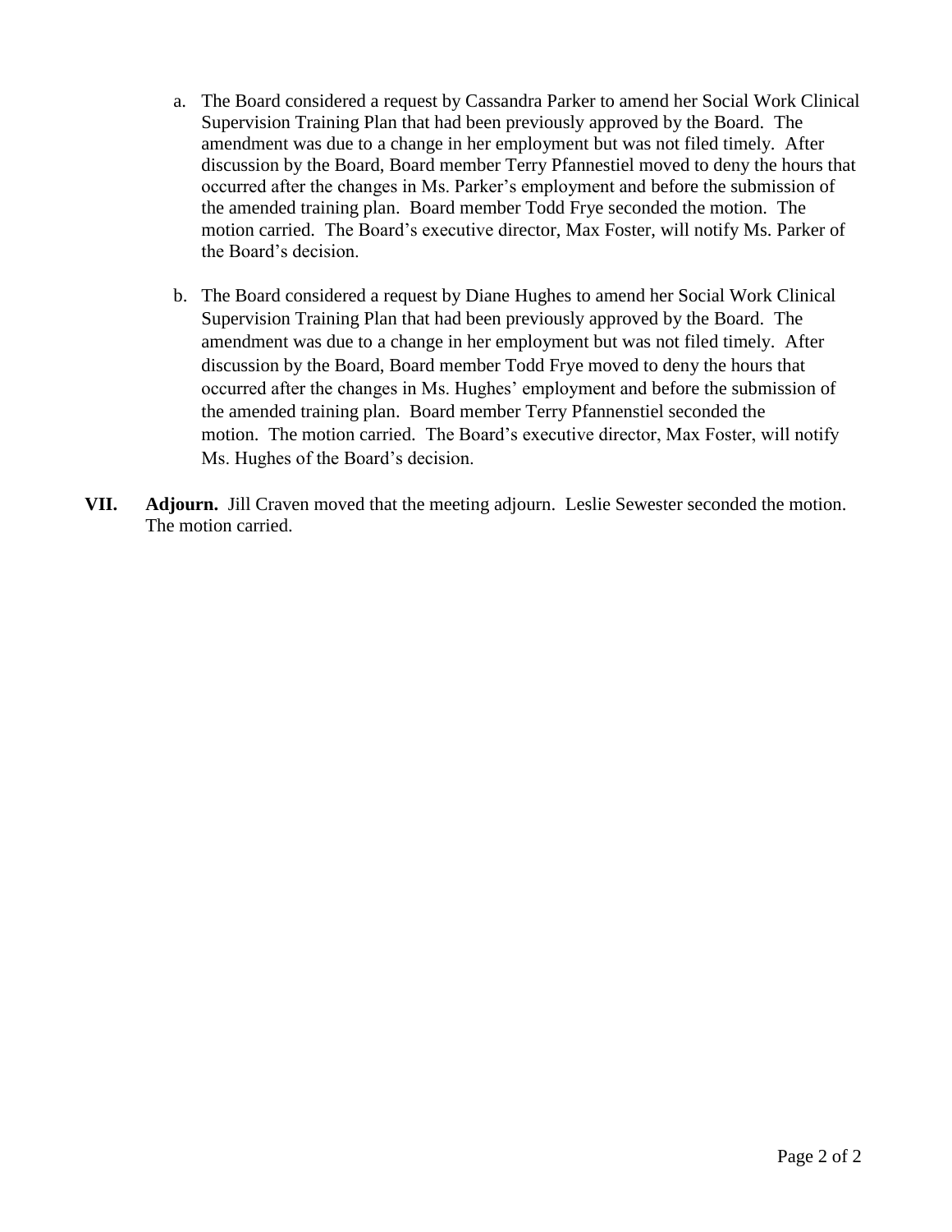a. The Board considered a request by Cassandra Parker to amend her Social Work Clinical Supervision Training Plan that had been previously approved by the Board. The amendment was due to a change in her employment but was not filed timely. After discussion by the Board, Board member Terry Pfannestiel moved to deny the hours that occurred after the changes in Ms. Parker's employment and before the submission of the amended training plan. Board member Todd Frye seconded the motion. The motion carried. The Board's executive director, Max Foster, will notify Ms. Parker of the Board's decision.

b. The Board considered a request by Diane Hughes to amend her Social Work Clinical Supervision Training Plan that had been previously approved by the Board. The amendment was due to a change in her employment but was not filed timely. After discussion by the Board, Board member Todd Frye moved to deny the hours that occurred after the changes in Ms. Hughes' employment and before the submission of the amended training plan. Board member Terry Pfannenstiel seconded the motion. The motion carried. The Board's executive director, Max Foster, will notify Ms. Hughes of the Board's decision.

**VII. Adjourn.** Jill Craven moved that the meeting adjourn. Leslie Sewester seconded the motion. The motion carried.